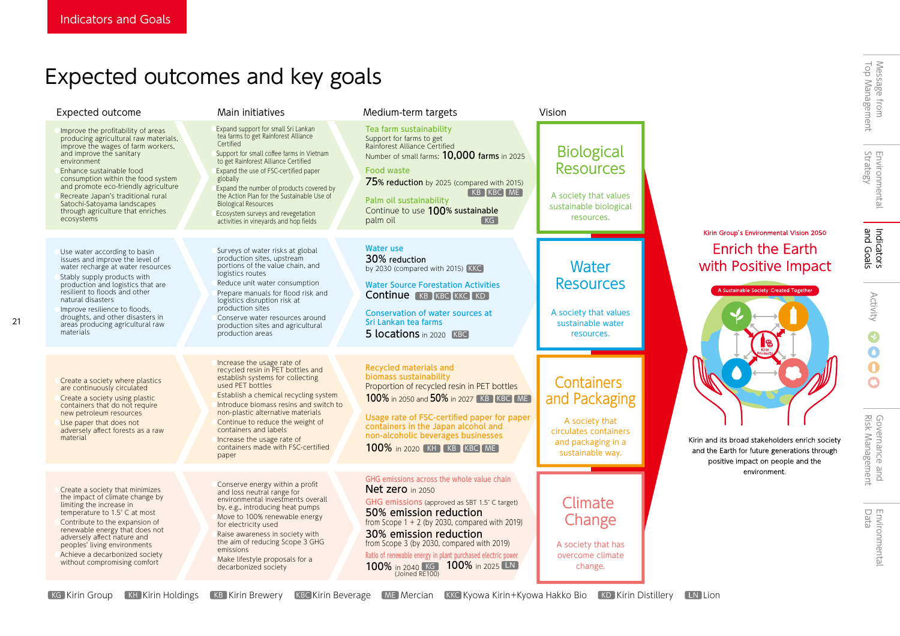# Expected outcomes and key goals

| Expected outcome | Main initiatives | Medium-term targets | Vision |
|---|---|---|---|
| Improve the profitability of areas producing agricultural raw materials, improve the wages of farm workers, and improve the sanitary environment<br>Enhance sustainable food consumption within the food system and promote eco-friendly agriculture<br>Recreate Japan's traditional rural Satochi-Satoyama landscapes through agriculture that enriches ecosystems | Expand support for small Sri Lankan tea farms to get Rainforest Alliance Certified<br>Support for small coffee farms in Vietnam to get Rainforest Alliance Certified<br>Expand the use of FSC-certified paper globally<br>Expand the number of products covered by the Action Plan for the Sustainable Use of Biological Resources<br>Ecosystem surveys and revegetation activities in vineyards and hop fields | **Tea farm sustainability**<br>Support for farms to get Rainforest Alliance Certified<br>Number of small farms: **10,000 farms** in 2025<br>**Food waste**<br>**75% reduction** by 2025 (compared with 2015) KB KBC ME<br>**Palm oil sustainability**<br>Continue to use **100%** sustainable palm oil KG | **Biological Resources**<br>A society that values sustainable biological resources. |
| Use water according to basin issues and improve the level of water recharge at water resources<br>Stably supply products with production and logistics that are resilient to floods and other natural disasters<br>Improve resilience to floods, droughts, and other disasters in areas producing agricultural raw materials | Surveys of water risks at global production sites, upstream portions of the value chain, and logistics routes<br>Reduce unit water consumption<br>Prepare manuals for flood risk and logistics disruption risk at production sites<br>Conserve water resources around production sites and agricultural production areas | **Water use**<br>**30% reduction** by 2030 (compared with 2015) KKC<br>**Water Source Forestation Activities**<br>**Continue** KB KBC KKC KD<br>**Conservation of water sources at Sri Lankan tea farms**<br>**5 locations** in 2020 KBC | **Water Resources**<br>A society that values sustainable water resources. |
| Create a society where plastics are continuously circulated<br>Create a society using plastic containers that do not require new petroleum resources<br>Use paper that does not adversely affect forests as a raw material | Increase the usage rate of recycled resin in PET bottles and establish systems for collecting used PET bottles<br>Establish a chemical recycling system<br>Introduce biomass resins and switch to non-plastic alternative materials<br>Continue to reduce the weight of containers and labels<br>Increase the usage rate of containers made with FSC-certified paper | **Recycled materials and biomass sustainability**<br>Proportion of recycled resin in PET bottles<br>**100%** in 2050 and **50%** in 2027 KB KBC ME<br>**Usage rate of FSC-certified paper for paper containers in the Japan alcohol and non-alcoholic beverages businesses**<br>**100%** in 2020 KH KB KBC ME | **Containers and Packaging**<br>A society that circulates containers and packaging in a sustainable way. |
| Create a society that minimizes the impact of climate change by limiting the increase in temperature to 1.5° C at most<br>Contribute to the expansion of renewable energy that does not adversely affect nature and peoples' living environments<br>Achieve a decarbonized society without compromising comfort | Conserve energy within a profit and loss neutral range for environmental investments overall by, e.g., introducing heat pumps<br>Move to 100% renewable energy for electricity used<br>Raise awareness in society with the aim of reducing Scope 3 GHG emissions<br>Make lifestyle proposals for a decarbonized society | **GHG emissions across the whole value chain**<br>**Net zero** in 2050<br>**GHG emissions** (approved as SBT 1.5° C target)<br>**50% emission reduction** from Scope 1 + 2 (by 2030, compared with 2019)<br>**30% emission reduction** from Scope 3 (by 2030, compared with 2019)<br>**Ratio of renewable energy in plant purchased electric power**<br>**100%** in 2040 KG (Joined RE100) **100%** in 2025 LN | **Climate Change**<br>A society that has overcome climate change. |

Kirin Group's Environmental Vision 2050

## Enrich the Earth with Positive Impact

A Sustainable Society Created Together

Kirin Products

Kirin and its broad stakeholders enrich society and the Earth for future generations through positive impact on people and the environment.

KG Kirin Group KH Kirin Holdings KB Kirin Brewery KBC Kirin Beverage ME Mercian KKC Kyowa Kirin+Kyowa Hakko Bio KD Kirin Distillery LN Lion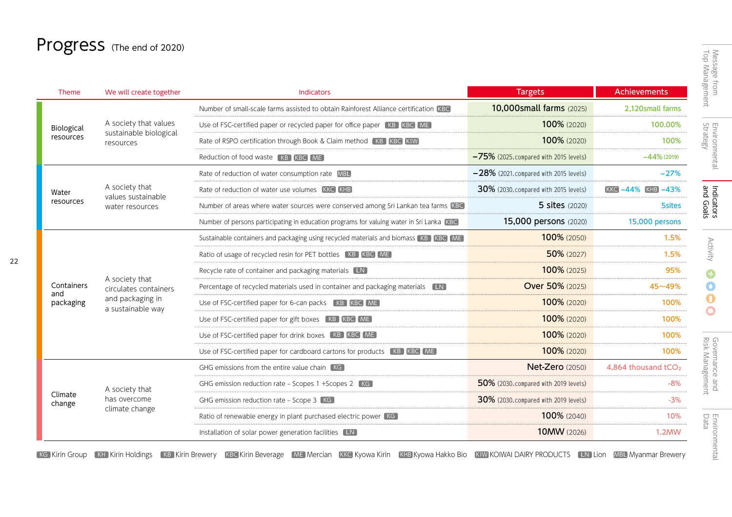# Progress (The end of 2020)

| Theme | We will create together | Indicators | Targets | Achievements |
|---|---|---|---|---|
| Biological resources | A society that values sustainable biological resources | Number of small-scale farms assisted to obtain Rainforest Alliance certification KBC | 10,000small farms (2025) | 2,120small farms |
| | | Use of FSC-certified paper or recycled paper for office paper KB KBC ME | 100% (2020) | 100.00% |
| | | Rate of RSPO certification through Book & Claim method KB KBC KIW | 100% (2020) | 100% |
| | | Reduction of food waste KB KBC ME | −75% (2025, compared with 2015 levels) | −44% (2019) |
| Water resources | A society that values sustainable water resources | Rate of reduction of water consumption rate MBL | −28% (2021, compared with 2015 levels) | −27% |
| | | Rate of reduction of water use volumes KKC KHB | 30% (2030, compared with 2015 levels) | KKC −44% KHB −43% |
| | | Number of areas where water sources were conserved among Sri Lankan tea farms KBC | 5 sites (2020) | 5sites |
| | | Number of persons participating in education programs for valuing water in Sri Lanka KBC | 15,000 persons (2020) | 15,000 persons |
| Containers and packaging | A society that circulates containers and packaging in a sustainable way | Sustainable containers and packaging using recycled materials and biomass KB KBC ME | 100% (2050) | 1.5% |
| | | Ratio of usage of recycled resin for PET bottles KB KBC ME | 50% (2027) | 1.5% |
| | | Recycle rate of container and packaging materials LN | 100% (2025) | 95% |
| | | Percentage of recycled materials used in container and packaging materials LN | Over 50% (2025) | 45~49% |
| | | Use of FSC-certified paper for 6-can packs KB KBC ME | 100% (2020) | 100% |
| | | Use of FSC-certified paper for gift boxes KB KBC ME | 100% (2020) | 100% |
| | | Use of FSC-certified paper for drink boxes KB KBC ME | 100% (2020) | 100% |
| | | Use of FSC-certified paper for cardboard cartons for products KB KBC ME | 100% (2020) | 100% |
| Climate change | A society that has overcome climate change | GHG emissions from the entire value chain KG | Net-Zero (2050) | 4,864 thousand $tCO_2$ |
| | | GHG emission reduction rate – Scopes 1 +Scopes 2 KG | 50% (2030, compared with 2019 levels) | -8% |
| | | GHG emission reduction rate – Scope 3 KG | 30% (2030, compared with 2019 levels) | -3% |
| | | Ratio of renewable energy in plant purchased electric power KG | 100% (2040) | 10% |
| | | Installation of solar power generation facilities LN | 10MW (2026) | 1.2MW |

KG Kirin Group  KH Kirin Holdings  KB Kirin Brewery  KBC Kirin Beverage  ME Mercian  KKC Kyowa Kirin  KHB Kyowa Hakko Bio  KIW KOIWAI DAIRY PRODUCTS  LN Lion  MBL Myanmar Brewery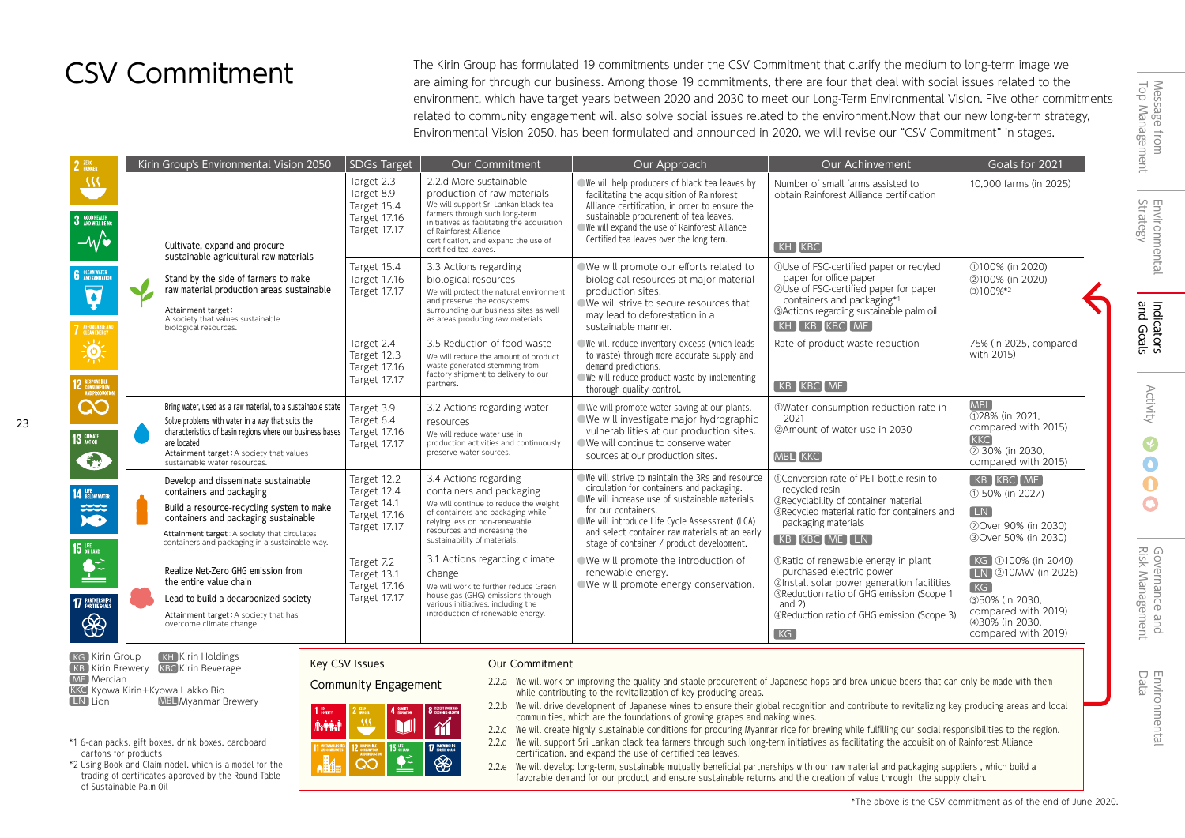# CSV Commitment

The Kirin Group has formulated 19 commitments under the CSV Commitment that clarify the medium to long-term image we are aiming for through our business. Among those 19 commitments, there are four that deal with social issues related to the environment, which have target years between 2020 and 2030 to meet our Long-Term Environmental Vision. Five other commitments related to community engagement will also solve social issues related to the environment.Now that our new long-term strategy, Environmental Vision 2050, has been formulated and announced in 2020, we will revise our “CSV Commitment” in stages.

| Kirin Group's Environmental Vision 2050 | SDGs Target | Our Commitment | Our Approach | Our Achinvement | Goals for 2021 |
|---|---|---|---|---|---|
| Cultivate, expand and procure sustainable agricultural raw materials<br>Stand by the side of farmers to make raw material production areas sustainable<br>Attainment target : A society that values sustainable biological resources. | Target 2.3<br>Target 8.9<br>Target 15.4<br>Target 17.16<br>Target 17.17 | 2.2.d More sustainable production of raw materials<br>We will support Sri Lankan black tea farmers through such long-term initiatives as facilitating the acquisition of Rainforest Alliance certification, and expand the use of certified tea leaves. | ● We will help producers of black tea leaves by facilitating the acquisition of Rainforest Alliance certification, in order to ensure the sustainable procurement of tea leaves.<br>● We will expand the use of Rainforest Alliance Certified tea leaves over the long term. | Number of small farms assisted to obtain Rainforest Alliance certification<br>KH KBC | 10,000 farms (in 2025) |
| | Target 15.4<br>Target 17.16<br>Target 17.17 | 3.3 Actions regarding biological resources<br>We will protect the natural environment and preserve the ecosystems surrounding our business sites as well as areas producing raw materials. | ● We will promote our efforts related to biological resources at major material production sites.<br>● We will strive to secure resources that may lead to deforestation in a sustainable manner. | ①Use of FSC-certified paper or recyled paper for office paper<br>②Use of FSC-certified paper for paper containers and packaging*1<br>③Actions regarding sustainable palm oil<br>KH KB KBC ME | ①100% (in 2020)<br>②100% (in 2020)<br>③100%*2 |
| | Target 2.4<br>Target 12.3<br>Target 17.16<br>Target 17.17 | 3.5 Reduction of food waste<br>We will reduce the amount of product waste generated stemming from factory shipment to delivery to our partners. | ● We will reduce inventory excess (which leads to waste) through more accurate supply and demand predictions.<br>● We will reduce product waste by implementing thorough quality control. | Rate of product waste reduction<br>KB KBC ME | 75% (in 2025, compared with 2015) |
| Bring water, used as a raw material, to a sustainable state<br>Solve problems with water in a way that suits the characteristics of basin regions where our business bases are located<br>Attainment target : A society that values sustainable water resources. | Target 3.9<br>Target 6.4<br>Target 17.16<br>Target 17.17 | 3.2 Actions regarding water resources<br>We will reduce water use in production activities and continuously preserve water sources. | ● We will promote water saving at our plants.<br>● We will investigate major hydrographic vulnerabilities at our production sites.<br>● We will continue to conserve water sources at our production sites. | ①Water consumption reduction rate in 2021<br>②Amount of water use in 2030<br>MBL KKC | MBL<br>①28% (in 2021, compared with 2015)<br>KKC<br>② 30% (in 2030, compared with 2015) |
| Develop and disseminate sustainable containers and packaging<br>Build a resource-recycling system to make containers and packaging sustainable<br>Attainment target : A society that circulates containers and packaging in a sustainable way. | Target 12.2<br>Target 12.4<br>Target 14.1<br>Target 17.16<br>Target 17.17 | 3.4 Actions regarding containers and packaging<br>We will continue to reduce the weight of containers and packaging while relying less on non-renewable resources and increasing the sustainability of materials. | ● We will strive to maintain the 3Rs and resource circulation for containers and packaging.<br>● We will increase use of sustainable materials for our containers.<br>● We will introduce Life Cycle Assessment (LCA) and select container raw materials at an early stage of container / product development. | ①Conversion rate of PET bottle resin to recycled resin<br>②Recyclability of container material<br>③Recycled material ratio for containers and packaging materials<br>KB KBC ME LN | KB KBC ME<br>① 50% (in 2027)<br>LN<br>②Over 90% (in 2030)<br>③Over 50% (in 2030) |
| Realize Net-Zero GHG emission from the entire value chain<br>Lead to build a decarbonized society<br>Attainment target : A society that has overcome climate change. | Target 7.2<br>Target 13.1<br>Target 17.16<br>Target 17.17 | 3.1 Actions regarding climate change<br>We will work to further reduce Green house gas (GHG) emissions through various initiatives, including the introduction of renewable energy. | ● We will promote the introduction of renewable energy.<br>● We will promote energy conservation. | ①Ratio of renewable energy in plant purchased electric power<br>②Install solar power generation facilities<br>③Reduction ratio of GHG emission (Scope 1 and 2)<br>④Reduction ratio of GHG emission (Scope 3)<br>KG | KG ①100% (in 2040)<br>LN ②10MW (in 2026)<br>KG<br>③50% (in 2030, compared with 2019)<br>④30% (in 2030, compared with 2019) |

KG Kirin Group / KH Kirin Holdings / KB Kirin Brewery / KBC Kirin Beverage / ME Mercian / KKC Kyowa Kirin+Kyowa Hakko Bio / LN Lion / MBL Myanmar Brewery

*1 6-can packs, gift boxes, drink boxes, cardboard cartons for products

*2 Using Book and Claim model, which is a model for the trading of certificates approved by the Round Table of Sustainable Palm Oil

| Key CSV Issues | Our Commitment |
|---|---|
| Community Engagement | 2.2.a We will work on improving the quality and stable procurement of Japanese hops and brew unique beers that can only be made with them while contributing to the revitalization of key producing areas.<br>2.2.b We will drive development of Japanese wines to ensure their global recognition and contribute to revitalizing key producing areas and local communities, which are the foundations of growing grapes and making wines.<br>2.2.c We will create highly sustainable conditions for procuring Myanmar rice for brewing while fulfilling our social responsibilities to the region.<br>2.2.d We will support Sri Lankan black tea farmers through such long-term initiatives as facilitating the acquisition of Rainforest Alliance certification, and expand the use of certified tea leaves.<br>2.2.e We will develop long-term, sustainable mutually beneficial partnerships with our raw material and packaging suppliers , which build a favorable demand for our product and ensure sustainable returns and the creation of value through the supply chain. |

*The above is the CSV commitment as of the end of June 2020.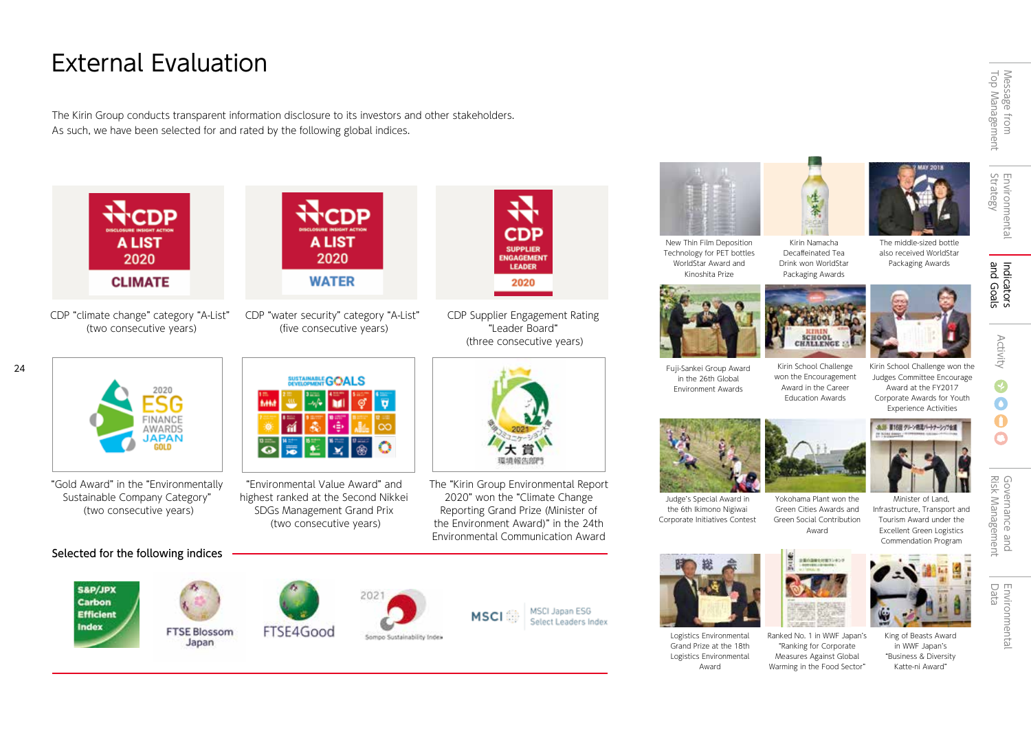# External Evaluation

The Kirin Group conducts transparent information disclosure to its investors and other stakeholders.
As such, we have been selected for and rated by the following global indices.

CDP "climate change" category "A-List" (two consecutive years)

CDP "water security" category "A-List" (five consecutive years)

CDP Supplier Engagement Rating "Leader Board" (three consecutive years)

"Gold Award" in the "Environmentally Sustainable Company Category" (two consecutive years)

"Environmental Value Award" and highest ranked at the Second Nikkei SDGs Management Grand Prix (two consecutive years)

The "Kirin Group Environmental Report 2020" won the "Climate Change Reporting Grand Prize (Minister of the Environment Award)" in the 24th Environmental Communication Award

## Selected for the following indices

S&P/JPX Carbon Efficient Index

FTSE Blossom Japan

FTSE4Good

2021 Sompo Sustainability Index

MSCI Japan ESG Select Leaders Index

New Thin Film Deposition Technology for PET bottles WorldStar Award and Kinoshita Prize

Kirin Namacha Decaffeinated Tea Drink won WorldStar Packaging Awards

The middle-sized bottle also received WorldStar Packaging Awards

Fuji-Sankei Group Award in the 26th Global Environment Awards

Kirin School Challenge won the Encouragement Award in the Career Education Awards

Kirin School Challenge won the Judges Committee Encourage Award at the FY2017 Corporate Awards for Youth Experience Activities

Judge's Special Award in the 6th Ikimono Nigiwai Corporate Initiatives Contest

Yokohama Plant won the Green Cities Awards and Green Social Contribution Award

Minister of Land, Infrastructure, Transport and Tourism Award under the Excellent Green Logistics Commendation Program

Logistics Environmental Grand Prize at the 18th Logistics Environmental Award

Ranked No. 1 in WWF Japan's "Ranking for Corporate Measures Against Global Warming in the Food Sector"

King of Beasts Award in WWF Japan's "Business & Diversity Katte-ni Award"